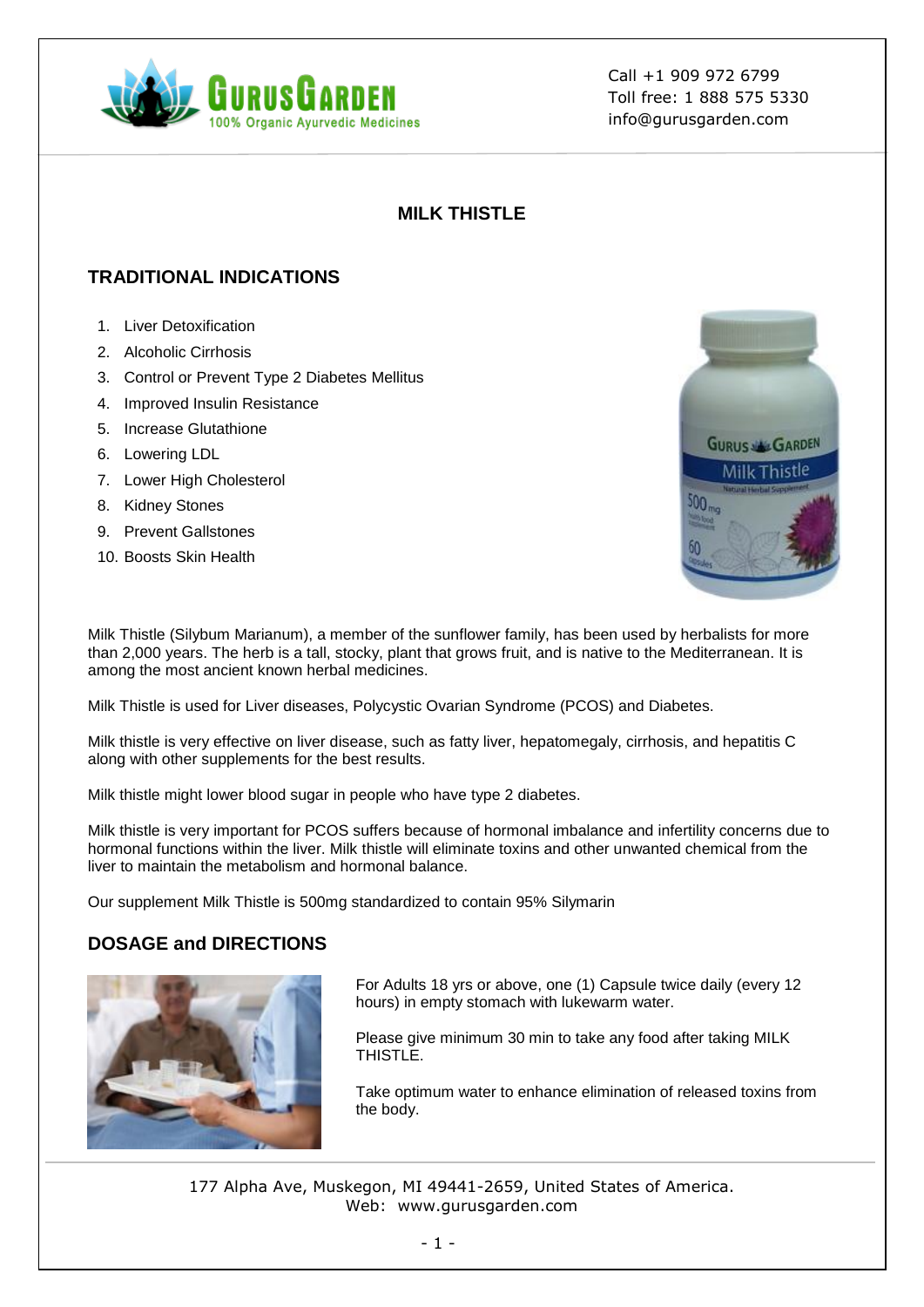Call +1 909 972 6799
Toll free: 1 888 575 5330
info@gurusgarden.com

# MILK THISTLE

## TRADITIONAL INDICATIONS

1. Liver Detoxification
2. Alcoholic Cirrhosis
3. Control or Prevent Type 2 Diabetes Mellitus
4. Improved Insulin Resistance
5. Increase Glutathione
6. Lowering LDL
7. Lower High Cholesterol
8. Kidney Stones
9. Prevent Gallstones
10. Boosts Skin Health

Milk Thistle (Silybum Marianum), a member of the sunflower family, has been used by herbalists for more than 2,000 years. The herb is a tall, stocky, plant that grows fruit, and is native to the Mediterranean. It is among the most ancient known herbal medicines.

Milk Thistle is used for Liver diseases, Polycystic Ovarian Syndrome (PCOS) and Diabetes.

Milk thistle is very effective on liver disease, such as fatty liver, hepatomegaly, cirrhosis, and hepatitis C along with other supplements for the best results.

Milk thistle might lower blood sugar in people who have type 2 diabetes.

Milk thistle is very important for PCOS suffers because of hormonal imbalance and infertility concerns due to hormonal functions within the liver. Milk thistle will eliminate toxins and other unwanted chemical from the liver to maintain the metabolism and hormonal balance.

Our supplement Milk Thistle is 500mg standardized to contain 95% Silymarin

## DOSAGE and DIRECTIONS

For Adults 18 yrs or above, one (1) Capsule twice daily (every 12 hours) in empty stomach with lukewarm water.

Please give minimum 30 min to take any food after taking MILK THISTLE.

Take optimum water to enhance elimination of released toxins from the body.

177 Alpha Ave, Muskegon, MI 49441-2659, United States of America.
Web: www.gurusgarden.com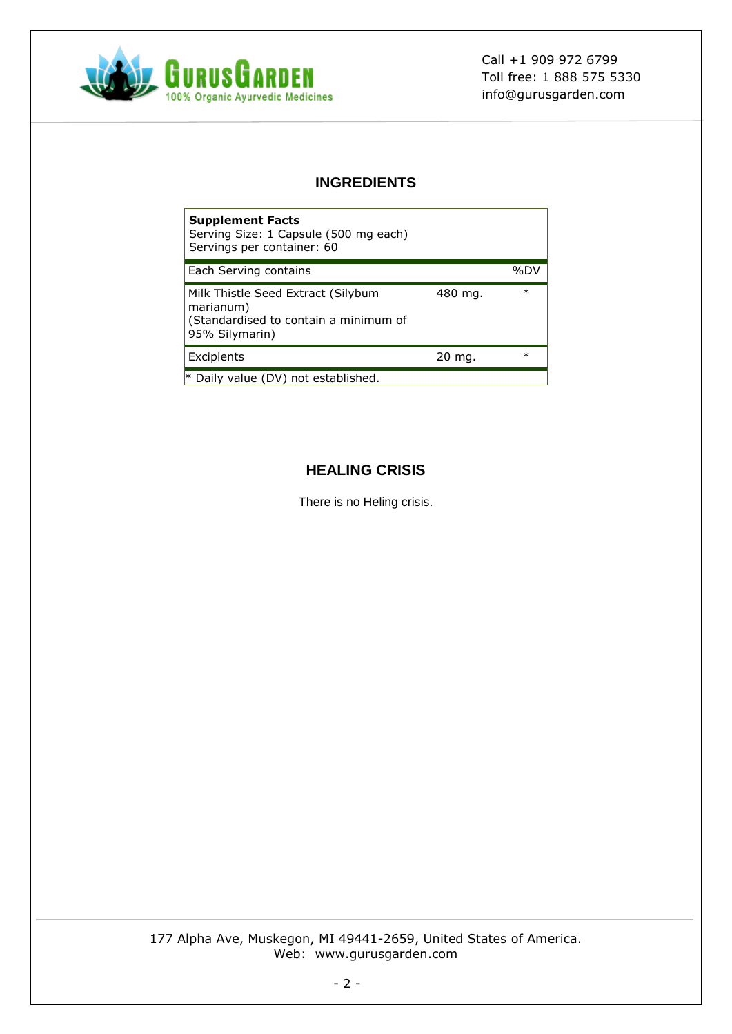## INGREDIENTS

| | | |
|---|---|---|
| **Supplement Facts**<br>Serving Size: 1 Capsule (500 mg each)<br>Servings per container: 60 | | |
| Each Serving contains | | %DV |
| Milk Thistle Seed Extract (Silybum marianum)<br>(Standardised to contain a minimum of 95% Silymarin) | 480 mg. | * |
| Excipients | 20 mg. | * |
| * Daily value (DV) not established. | | |

## HEALING CRISIS

There is no Heling crisis.